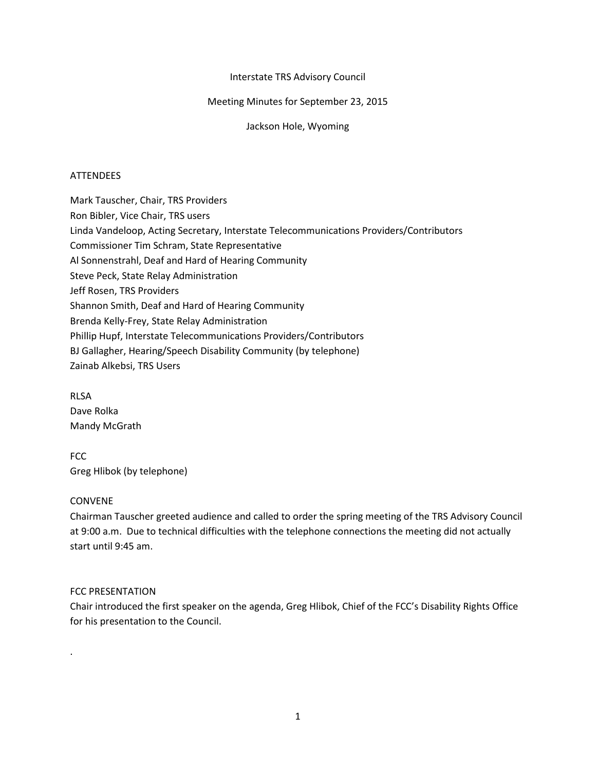# Interstate TRS Advisory Council

## Meeting Minutes for September 23, 2015

### Jackson Hole, Wyoming

ATTENDEES

Mark Tauscher, Chair, TRS Providers
Ron Bibler, Vice Chair, TRS users
Linda Vandeloop, Acting Secretary, Interstate Telecommunications Providers/Contributors
Commissioner Tim Schram, State Representative
Al Sonnenstrahl, Deaf and Hard of Hearing Community
Steve Peck, State Relay Administration
Jeff Rosen, TRS Providers
Shannon Smith, Deaf and Hard of Hearing Community
Brenda Kelly-Frey, State Relay Administration
Phillip Hupf, Interstate Telecommunications Providers/Contributors
BJ Gallagher, Hearing/Speech Disability Community (by telephone)
Zainab Alkebsi, TRS Users

RLSA
Dave Rolka
Mandy McGrath

FCC
Greg Hlibok (by telephone)

CONVENE

Chairman Tauscher greeted audience and called to order the spring meeting of the TRS Advisory Council at 9:00 a.m. Due to technical difficulties with the telephone connections the meeting did not actually start until 9:45 am.

FCC PRESENTATION

Chair introduced the first speaker on the agenda, Greg Hlibok, Chief of the FCC's Disability Rights Office for his presentation to the Council.

.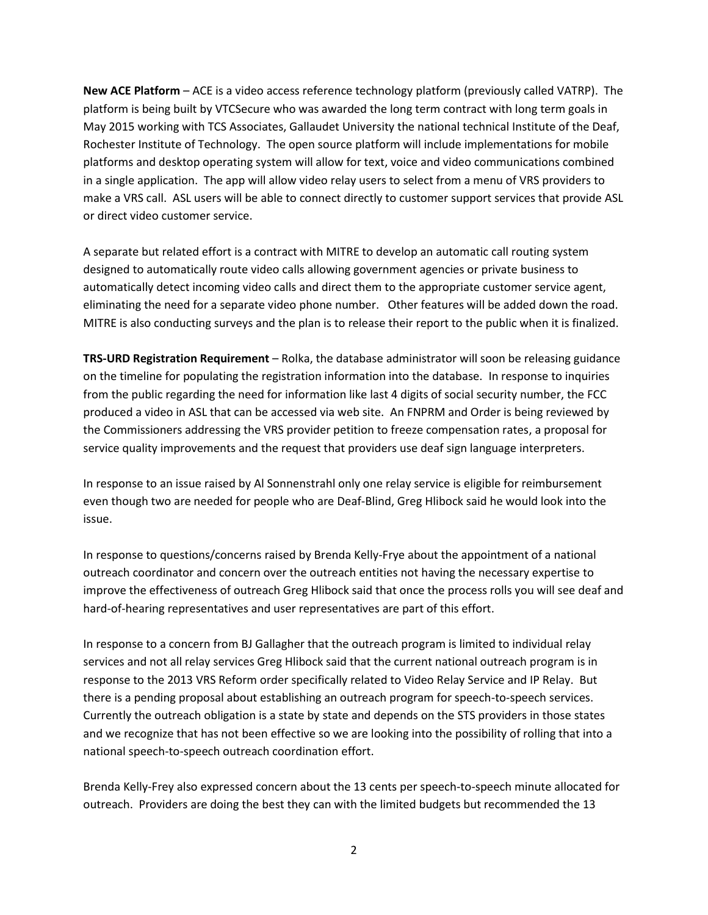**New ACE Platform** – ACE is a video access reference technology platform (previously called VATRP). The platform is being built by VTCSecure who was awarded the long term contract with long term goals in May 2015 working with TCS Associates, Gallaudet University the national technical Institute of the Deaf, Rochester Institute of Technology. The open source platform will include implementations for mobile platforms and desktop operating system will allow for text, voice and video communications combined in a single application. The app will allow video relay users to select from a menu of VRS providers to make a VRS call. ASL users will be able to connect directly to customer support services that provide ASL or direct video customer service.

A separate but related effort is a contract with MITRE to develop an automatic call routing system designed to automatically route video calls allowing government agencies or private business to automatically detect incoming video calls and direct them to the appropriate customer service agent, eliminating the need for a separate video phone number. Other features will be added down the road. MITRE is also conducting surveys and the plan is to release their report to the public when it is finalized.

**TRS-URD Registration Requirement** – Rolka, the database administrator will soon be releasing guidance on the timeline for populating the registration information into the database. In response to inquiries from the public regarding the need for information like last 4 digits of social security number, the FCC produced a video in ASL that can be accessed via web site. An FNPRM and Order is being reviewed by the Commissioners addressing the VRS provider petition to freeze compensation rates, a proposal for service quality improvements and the request that providers use deaf sign language interpreters.

In response to an issue raised by Al Sonnenstrahl only one relay service is eligible for reimbursement even though two are needed for people who are Deaf-Blind, Greg Hlibock said he would look into the issue.

In response to questions/concerns raised by Brenda Kelly-Frye about the appointment of a national outreach coordinator and concern over the outreach entities not having the necessary expertise to improve the effectiveness of outreach Greg Hlibock said that once the process rolls you will see deaf and hard-of-hearing representatives and user representatives are part of this effort.

In response to a concern from BJ Gallagher that the outreach program is limited to individual relay services and not all relay services Greg Hlibock said that the current national outreach program is in response to the 2013 VRS Reform order specifically related to Video Relay Service and IP Relay. But there is a pending proposal about establishing an outreach program for speech-to-speech services. Currently the outreach obligation is a state by state and depends on the STS providers in those states and we recognize that has not been effective so we are looking into the possibility of rolling that into a national speech-to-speech outreach coordination effort.

Brenda Kelly-Frey also expressed concern about the 13 cents per speech-to-speech minute allocated for outreach. Providers are doing the best they can with the limited budgets but recommended the 13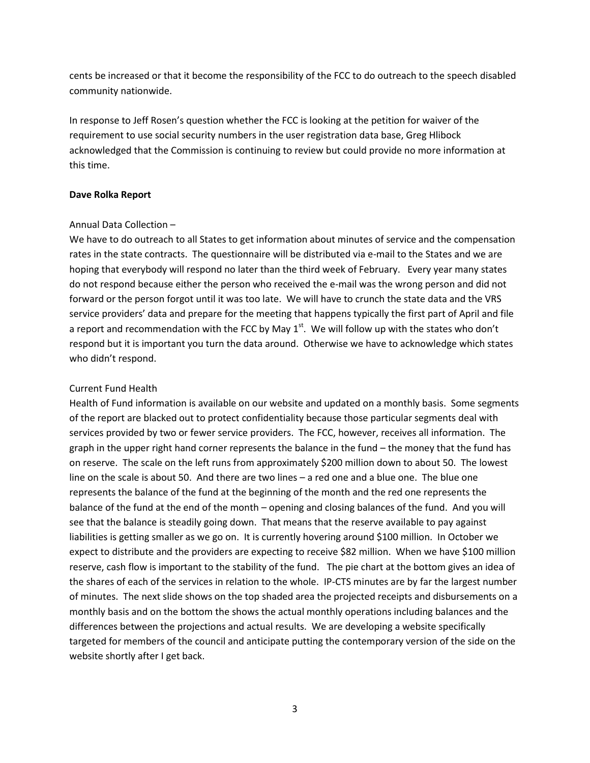cents be increased or that it become the responsibility of the FCC to do outreach to the speech disabled community nationwide.

In response to Jeff Rosen's question whether the FCC is looking at the petition for waiver of the requirement to use social security numbers in the user registration data base, Greg Hlibock acknowledged that the Commission is continuing to review but could provide no more information at this time.

**Dave Rolka Report**

Annual Data Collection –

We have to do outreach to all States to get information about minutes of service and the compensation rates in the state contracts. The questionnaire will be distributed via e-mail to the States and we are hoping that everybody will respond no later than the third week of February. Every year many states do not respond because either the person who received the e-mail was the wrong person and did not forward or the person forgot until it was too late. We will have to crunch the state data and the VRS service providers' data and prepare for the meeting that happens typically the first part of April and file a report and recommendation with the FCC by May 1st. We will follow up with the states who don't respond but it is important you turn the data around. Otherwise we have to acknowledge which states who didn't respond.

Current Fund Health

Health of Fund information is available on our website and updated on a monthly basis. Some segments of the report are blacked out to protect confidentiality because those particular segments deal with services provided by two or fewer service providers. The FCC, however, receives all information. The graph in the upper right hand corner represents the balance in the fund – the money that the fund has on reserve. The scale on the left runs from approximately $200 million down to about 50. The lowest line on the scale is about 50. And there are two lines – a red one and a blue one. The blue one represents the balance of the fund at the beginning of the month and the red one represents the balance of the fund at the end of the month – opening and closing balances of the fund. And you will see that the balance is steadily going down. That means that the reserve available to pay against liabilities is getting smaller as we go on. It is currently hovering around $100 million. In October we expect to distribute and the providers are expecting to receive $82 million. When we have $100 million reserve, cash flow is important to the stability of the fund. The pie chart at the bottom gives an idea of the shares of each of the services in relation to the whole. IP-CTS minutes are by far the largest number of minutes. The next slide shows on the top shaded area the projected receipts and disbursements on a monthly basis and on the bottom the shows the actual monthly operations including balances and the differences between the projections and actual results. We are developing a website specifically targeted for members of the council and anticipate putting the contemporary version of the side on the website shortly after I get back.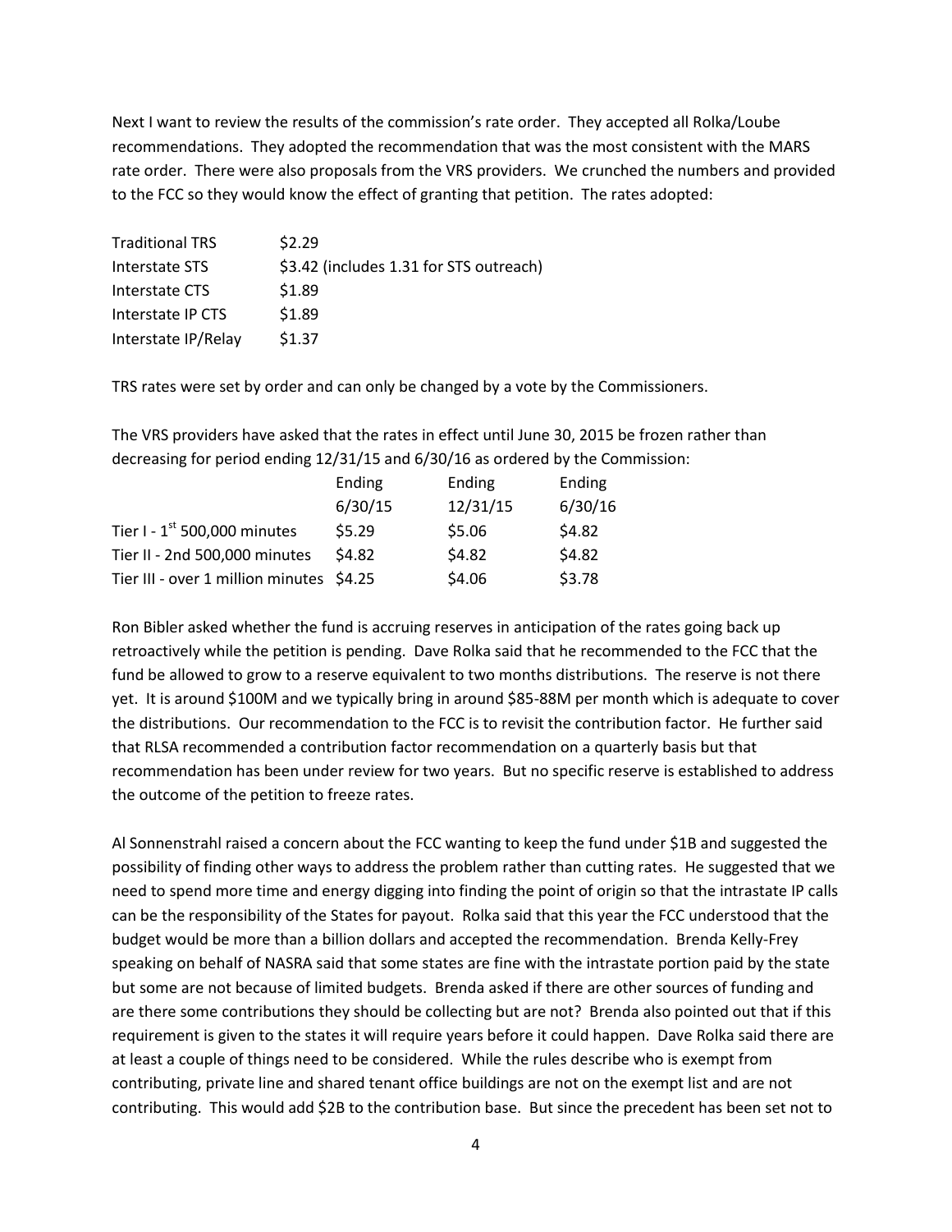Next I want to review the results of the commission's rate order. They accepted all Rolka/Loube recommendations. They adopted the recommendation that was the most consistent with the MARS rate order. There were also proposals from the VRS providers. We crunched the numbers and provided to the FCC so they would know the effect of granting that petition. The rates adopted:

| | |
|---|---|
| Traditional TRS | \$2.29 |
| Interstate STS | \$3.42 (includes 1.31 for STS outreach) |
| Interstate CTS | \$1.89 |
| Interstate IP CTS | \$1.89 |
| Interstate IP/Relay | \$1.37 |

TRS rates were set by order and can only be changed by a vote by the Commissioners.

The VRS providers have asked that the rates in effect until June 30, 2015 be frozen rather than decreasing for period ending 12/31/15 and 6/30/16 as ordered by the Commission:

| | Ending 6/30/15 | Ending 12/31/15 | Ending 6/30/16 |
|---|---|---|---|
| Tier I - 1st 500,000 minutes | \$5.29 | \$5.06 | \$4.82 |
| Tier II - 2nd 500,000 minutes | \$4.82 | \$4.82 | \$4.82 |
| Tier III - over 1 million minutes | \$4.25 | \$4.06 | \$3.78 |

Ron Bibler asked whether the fund is accruing reserves in anticipation of the rates going back up retroactively while the petition is pending. Dave Rolka said that he recommended to the FCC that the fund be allowed to grow to a reserve equivalent to two months distributions. The reserve is not there yet. It is around \$100M and we typically bring in around \$85-88M per month which is adequate to cover the distributions. Our recommendation to the FCC is to revisit the contribution factor. He further said that RLSA recommended a contribution factor recommendation on a quarterly basis but that recommendation has been under review for two years. But no specific reserve is established to address the outcome of the petition to freeze rates.

Al Sonnenstrahl raised a concern about the FCC wanting to keep the fund under \$1B and suggested the possibility of finding other ways to address the problem rather than cutting rates. He suggested that we need to spend more time and energy digging into finding the point of origin so that the intrastate IP calls can be the responsibility of the States for payout. Rolka said that this year the FCC understood that the budget would be more than a billion dollars and accepted the recommendation. Brenda Kelly-Frey speaking on behalf of NASRA said that some states are fine with the intrastate portion paid by the state but some are not because of limited budgets. Brenda asked if there are other sources of funding and are there some contributions they should be collecting but are not? Brenda also pointed out that if this requirement is given to the states it will require years before it could happen. Dave Rolka said there are at least a couple of things need to be considered. While the rules describe who is exempt from contributing, private line and shared tenant office buildings are not on the exempt list and are not contributing. This would add \$2B to the contribution base. But since the precedent has been set not to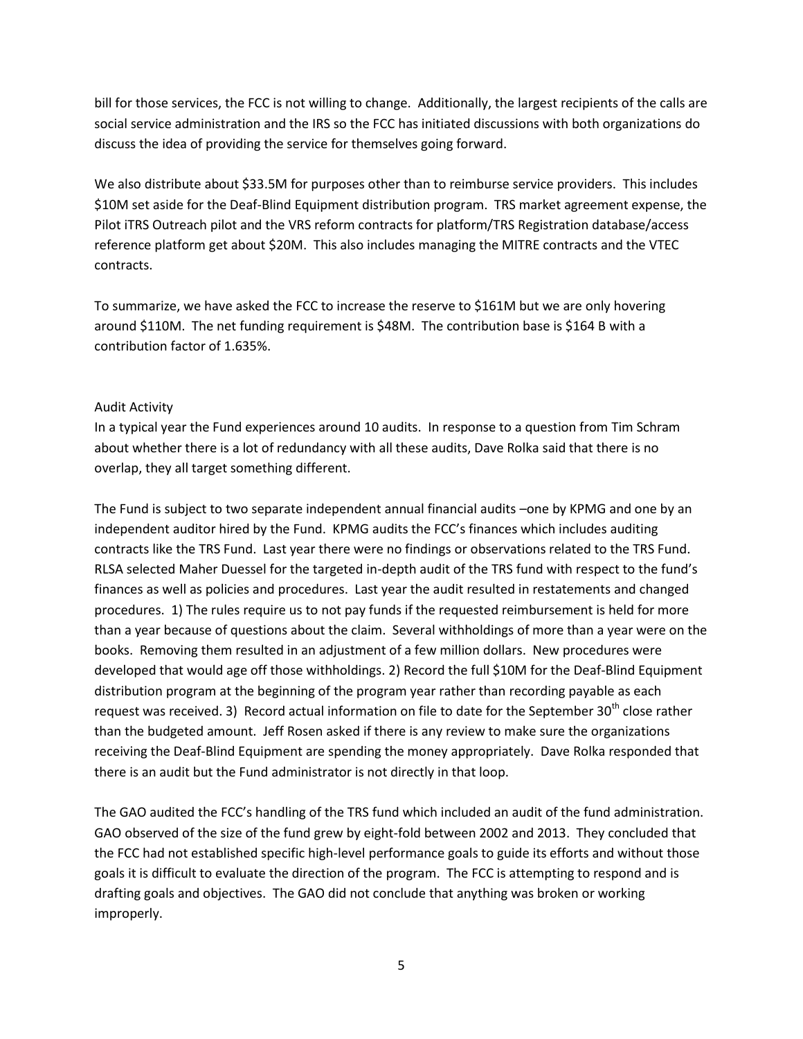bill for those services, the FCC is not willing to change. Additionally, the largest recipients of the calls are social service administration and the IRS so the FCC has initiated discussions with both organizations do discuss the idea of providing the service for themselves going forward.

We also distribute about $33.5M for purposes other than to reimburse service providers. This includes $10M set aside for the Deaf-Blind Equipment distribution program. TRS market agreement expense, the Pilot iTRS Outreach pilot and the VRS reform contracts for platform/TRS Registration database/access reference platform get about $20M. This also includes managing the MITRE contracts and the VTEC contracts.

To summarize, we have asked the FCC to increase the reserve to $161M but we are only hovering around $110M. The net funding requirement is $48M. The contribution base is $164 B with a contribution factor of 1.635%.

Audit Activity

In a typical year the Fund experiences around 10 audits. In response to a question from Tim Schram about whether there is a lot of redundancy with all these audits, Dave Rolka said that there is no overlap, they all target something different.

The Fund is subject to two separate independent annual financial audits –one by KPMG and one by an independent auditor hired by the Fund. KPMG audits the FCC's finances which includes auditing contracts like the TRS Fund. Last year there were no findings or observations related to the TRS Fund. RLSA selected Maher Duessel for the targeted in-depth audit of the TRS fund with respect to the fund's finances as well as policies and procedures. Last year the audit resulted in restatements and changed procedures. 1) The rules require us to not pay funds if the requested reimbursement is held for more than a year because of questions about the claim. Several withholdings of more than a year were on the books. Removing them resulted in an adjustment of a few million dollars. New procedures were developed that would age off those withholdings. 2) Record the full $10M for the Deaf-Blind Equipment distribution program at the beginning of the program year rather than recording payable as each request was received. 3) Record actual information on file to date for the September 30th close rather than the budgeted amount. Jeff Rosen asked if there is any review to make sure the organizations receiving the Deaf-Blind Equipment are spending the money appropriately. Dave Rolka responded that there is an audit but the Fund administrator is not directly in that loop.

The GAO audited the FCC's handling of the TRS fund which included an audit of the fund administration. GAO observed of the size of the fund grew by eight-fold between 2002 and 2013. They concluded that the FCC had not established specific high-level performance goals to guide its efforts and without those goals it is difficult to evaluate the direction of the program. The FCC is attempting to respond and is drafting goals and objectives. The GAO did not conclude that anything was broken or working improperly.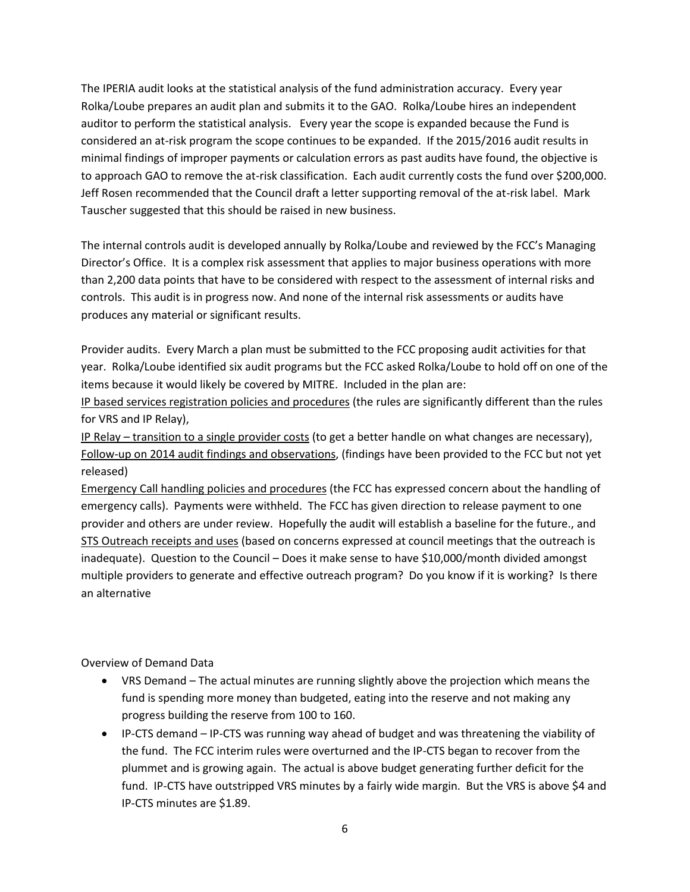The IPERIA audit looks at the statistical analysis of the fund administration accuracy. Every year Rolka/Loube prepares an audit plan and submits it to the GAO. Rolka/Loube hires an independent auditor to perform the statistical analysis. Every year the scope is expanded because the Fund is considered an at-risk program the scope continues to be expanded. If the 2015/2016 audit results in minimal findings of improper payments or calculation errors as past audits have found, the objective is to approach GAO to remove the at-risk classification. Each audit currently costs the fund over $200,000. Jeff Rosen recommended that the Council draft a letter supporting removal of the at-risk label. Mark Tauscher suggested that this should be raised in new business.

The internal controls audit is developed annually by Rolka/Loube and reviewed by the FCC's Managing Director's Office. It is a complex risk assessment that applies to major business operations with more than 2,200 data points that have to be considered with respect to the assessment of internal risks and controls. This audit is in progress now. And none of the internal risk assessments or audits have produces any material or significant results.

Provider audits. Every March a plan must be submitted to the FCC proposing audit activities for that year. Rolka/Loube identified six audit programs but the FCC asked Rolka/Loube to hold off on one of the items because it would likely be covered by MITRE. Included in the plan are:
<u>IP based services registration policies and procedures</u> (the rules are significantly different than the rules for VRS and IP Relay),
<u>IP Relay – transition to a single provider costs</u> (to get a better handle on what changes are necessary),
<u>Follow-up on 2014 audit findings and observations</u>, (findings have been provided to the FCC but not yet released)
<u>Emergency Call handling policies and procedures</u> (the FCC has expressed concern about the handling of emergency calls). Payments were withheld. The FCC has given direction to release payment to one provider and others are under review. Hopefully the audit will establish a baseline for the future., and <u>STS Outreach receipts and uses</u> (based on concerns expressed at council meetings that the outreach is inadequate). Question to the Council – Does it make sense to have $10,000/month divided amongst multiple providers to generate and effective outreach program? Do you know if it is working? Is there an alternative

Overview of Demand Data

- VRS Demand – The actual minutes are running slightly above the projection which means the fund is spending more money than budgeted, eating into the reserve and not making any progress building the reserve from 100 to 160.
- IP-CTS demand – IP-CTS was running way ahead of budget and was threatening the viability of the fund. The FCC interim rules were overturned and the IP-CTS began to recover from the plummet and is growing again. The actual is above budget generating further deficit for the fund. IP-CTS have outstripped VRS minutes by a fairly wide margin. But the VRS is above $4 and IP-CTS minutes are $1.89.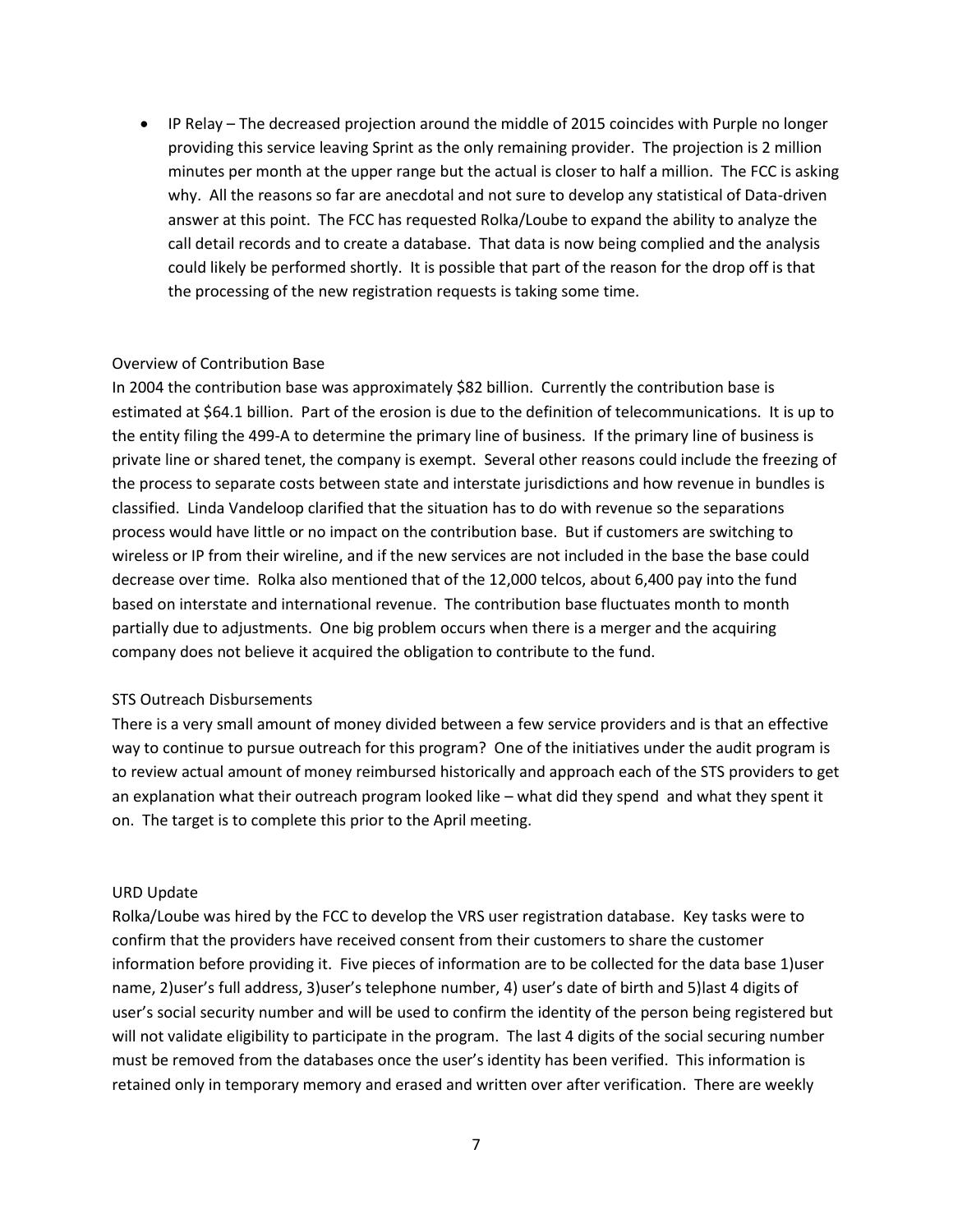- IP Relay – The decreased projection around the middle of 2015 coincides with Purple no longer providing this service leaving Sprint as the only remaining provider. The projection is 2 million minutes per month at the upper range but the actual is closer to half a million. The FCC is asking why. All the reasons so far are anecdotal and not sure to develop any statistical of Data-driven answer at this point. The FCC has requested Rolka/Loube to expand the ability to analyze the call detail records and to create a database. That data is now being complied and the analysis could likely be performed shortly. It is possible that part of the reason for the drop off is that the processing of the new registration requests is taking some time.

Overview of Contribution Base

In 2004 the contribution base was approximately $82 billion. Currently the contribution base is estimated at $64.1 billion. Part of the erosion is due to the definition of telecommunications. It is up to the entity filing the 499-A to determine the primary line of business. If the primary line of business is private line or shared tenet, the company is exempt. Several other reasons could include the freezing of the process to separate costs between state and interstate jurisdictions and how revenue in bundles is classified. Linda Vandeloop clarified that the situation has to do with revenue so the separations process would have little or no impact on the contribution base. But if customers are switching to wireless or IP from their wireline, and if the new services are not included in the base the base could decrease over time. Rolka also mentioned that of the 12,000 telcos, about 6,400 pay into the fund based on interstate and international revenue. The contribution base fluctuates month to month partially due to adjustments. One big problem occurs when there is a merger and the acquiring company does not believe it acquired the obligation to contribute to the fund.

STS Outreach Disbursements

There is a very small amount of money divided between a few service providers and is that an effective way to continue to pursue outreach for this program? One of the initiatives under the audit program is to review actual amount of money reimbursed historically and approach each of the STS providers to get an explanation what their outreach program looked like – what did they spend and what they spent it on. The target is to complete this prior to the April meeting.

URD Update

Rolka/Loube was hired by the FCC to develop the VRS user registration database. Key tasks were to confirm that the providers have received consent from their customers to share the customer information before providing it. Five pieces of information are to be collected for the data base 1)user name, 2)user's full address, 3)user's telephone number, 4) user's date of birth and 5)last 4 digits of user's social security number and will be used to confirm the identity of the person being registered but will not validate eligibility to participate in the program. The last 4 digits of the social securing number must be removed from the databases once the user's identity has been verified. This information is retained only in temporary memory and erased and written over after verification. There are weekly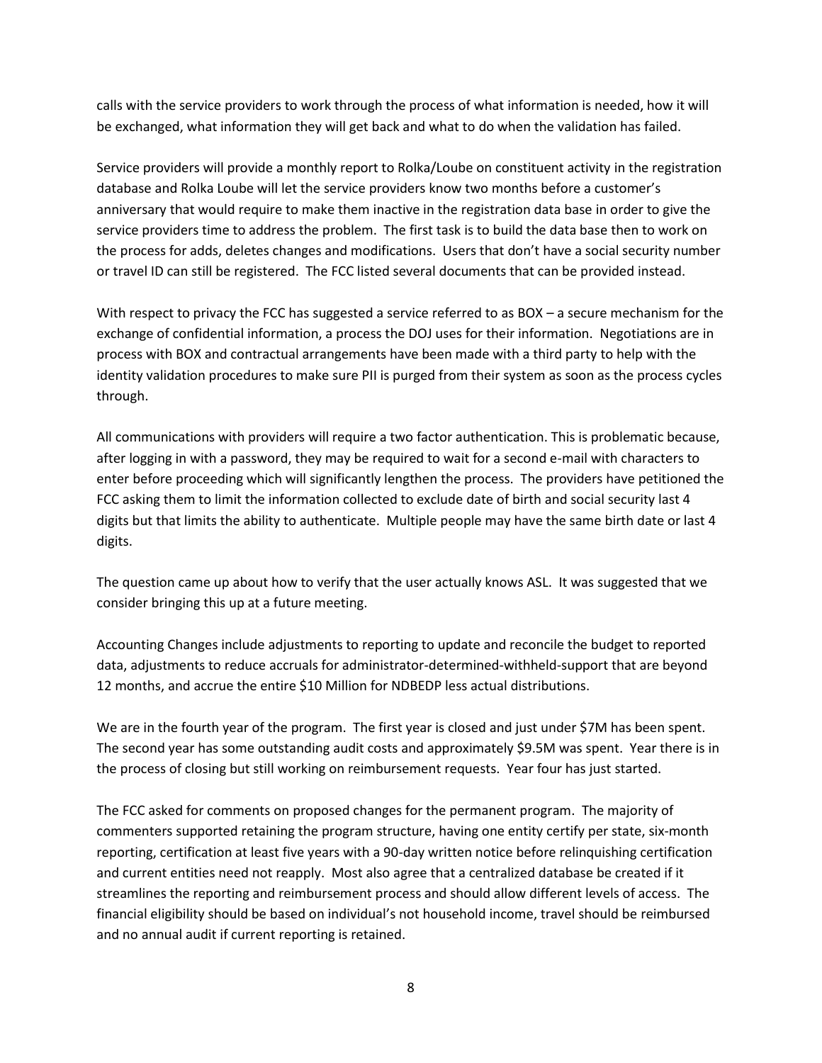calls with the service providers to work through the process of what information is needed, how it will be exchanged, what information they will get back and what to do when the validation has failed.

Service providers will provide a monthly report to Rolka/Loube on constituent activity in the registration database and Rolka Loube will let the service providers know two months before a customer's anniversary that would require to make them inactive in the registration data base in order to give the service providers time to address the problem. The first task is to build the data base then to work on the process for adds, deletes changes and modifications. Users that don't have a social security number or travel ID can still be registered. The FCC listed several documents that can be provided instead.

With respect to privacy the FCC has suggested a service referred to as BOX – a secure mechanism for the exchange of confidential information, a process the DOJ uses for their information. Negotiations are in process with BOX and contractual arrangements have been made with a third party to help with the identity validation procedures to make sure PII is purged from their system as soon as the process cycles through.

All communications with providers will require a two factor authentication. This is problematic because, after logging in with a password, they may be required to wait for a second e-mail with characters to enter before proceeding which will significantly lengthen the process. The providers have petitioned the FCC asking them to limit the information collected to exclude date of birth and social security last 4 digits but that limits the ability to authenticate. Multiple people may have the same birth date or last 4 digits.

The question came up about how to verify that the user actually knows ASL. It was suggested that we consider bringing this up at a future meeting.

Accounting Changes include adjustments to reporting to update and reconcile the budget to reported data, adjustments to reduce accruals for administrator-determined-withheld-support that are beyond 12 months, and accrue the entire $10 Million for NDBEDP less actual distributions.

We are in the fourth year of the program. The first year is closed and just under $7M has been spent. The second year has some outstanding audit costs and approximately $9.5M was spent. Year there is in the process of closing but still working on reimbursement requests. Year four has just started.

The FCC asked for comments on proposed changes for the permanent program. The majority of commenters supported retaining the program structure, having one entity certify per state, six-month reporting, certification at least five years with a 90-day written notice before relinquishing certification and current entities need not reapply. Most also agree that a centralized database be created if it streamlines the reporting and reimbursement process and should allow different levels of access. The financial eligibility should be based on individual's not household income, travel should be reimbursed and no annual audit if current reporting is retained.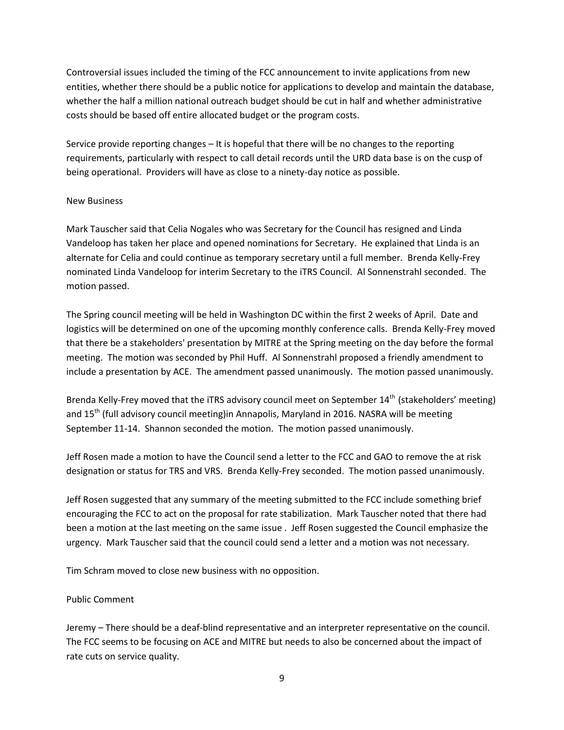Controversial issues included the timing of the FCC announcement to invite applications from new entities, whether there should be a public notice for applications to develop and maintain the database, whether the half a million national outreach budget should be cut in half and whether administrative costs should be based off entire allocated budget or the program costs.

Service provide reporting changes – It is hopeful that there will be no changes to the reporting requirements, particularly with respect to call detail records until the URD data base is on the cusp of being operational. Providers will have as close to a ninety-day notice as possible.

New Business

Mark Tauscher said that Celia Nogales who was Secretary for the Council has resigned and Linda Vandeloop has taken her place and opened nominations for Secretary. He explained that Linda is an alternate for Celia and could continue as temporary secretary until a full member. Brenda Kelly-Frey nominated Linda Vandeloop for interim Secretary to the iTRS Council. Al Sonnenstrahl seconded. The motion passed.

The Spring council meeting will be held in Washington DC within the first 2 weeks of April. Date and logistics will be determined on one of the upcoming monthly conference calls. Brenda Kelly-Frey moved that there be a stakeholders' presentation by MITRE at the Spring meeting on the day before the formal meeting. The motion was seconded by Phil Huff. Al Sonnenstrahl proposed a friendly amendment to include a presentation by ACE. The amendment passed unanimously. The motion passed unanimously.

Brenda Kelly-Frey moved that the iTRS advisory council meet on September 14th (stakeholders' meeting) and 15th (full advisory council meeting)in Annapolis, Maryland in 2016. NASRA will be meeting September 11-14. Shannon seconded the motion. The motion passed unanimously.

Jeff Rosen made a motion to have the Council send a letter to the FCC and GAO to remove the at risk designation or status for TRS and VRS. Brenda Kelly-Frey seconded. The motion passed unanimously.

Jeff Rosen suggested that any summary of the meeting submitted to the FCC include something brief encouraging the FCC to act on the proposal for rate stabilization. Mark Tauscher noted that there had been a motion at the last meeting on the same issue . Jeff Rosen suggested the Council emphasize the urgency. Mark Tauscher said that the council could send a letter and a motion was not necessary.

Tim Schram moved to close new business with no opposition.

Public Comment

Jeremy – There should be a deaf-blind representative and an interpreter representative on the council. The FCC seems to be focusing on ACE and MITRE but needs to also be concerned about the impact of rate cuts on service quality.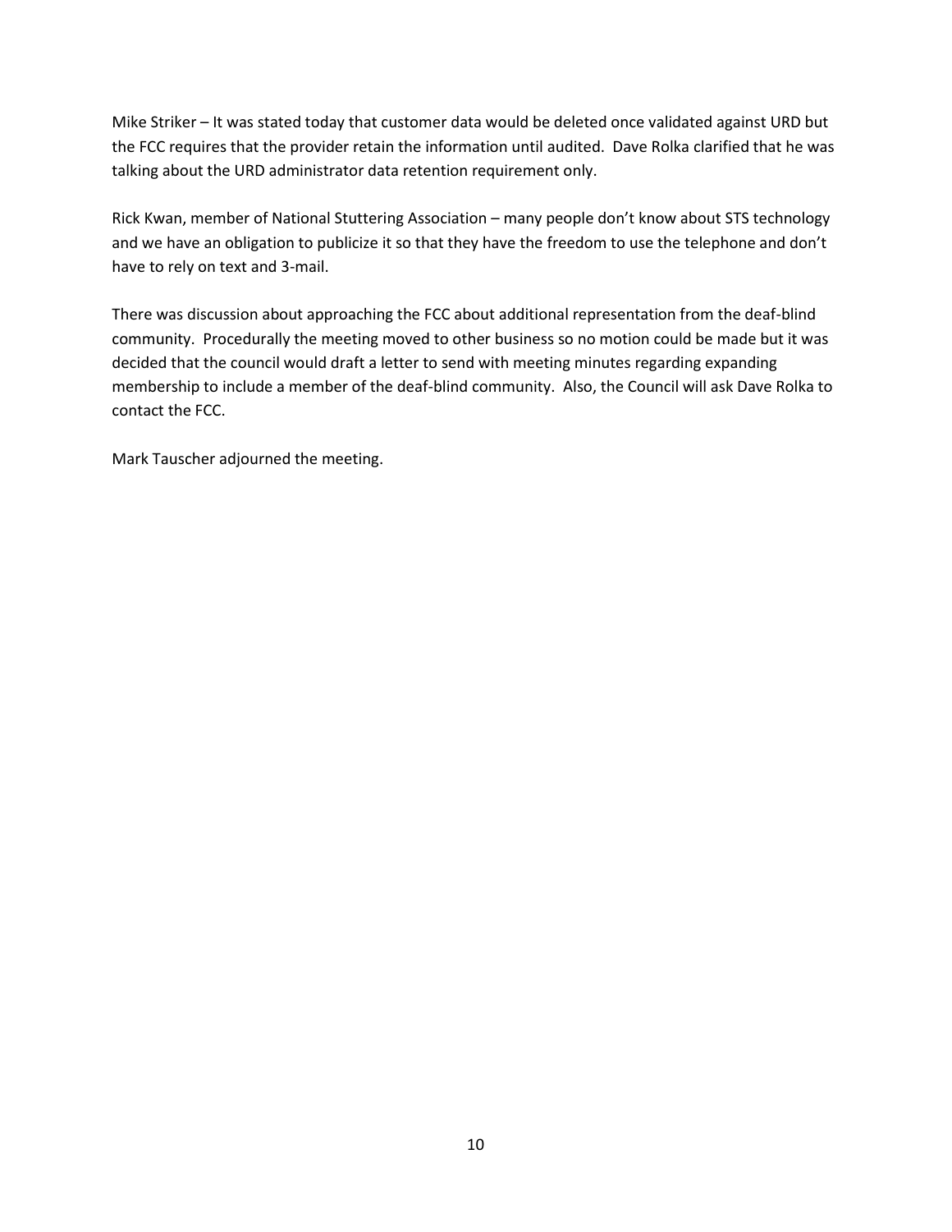Mike Striker – It was stated today that customer data would be deleted once validated against URD but the FCC requires that the provider retain the information until audited. Dave Rolka clarified that he was talking about the URD administrator data retention requirement only.

Rick Kwan, member of National Stuttering Association – many people don't know about STS technology and we have an obligation to publicize it so that they have the freedom to use the telephone and don't have to rely on text and 3-mail.

There was discussion about approaching the FCC about additional representation from the deaf-blind community. Procedurally the meeting moved to other business so no motion could be made but it was decided that the council would draft a letter to send with meeting minutes regarding expanding membership to include a member of the deaf-blind community. Also, the Council will ask Dave Rolka to contact the FCC.

Mark Tauscher adjourned the meeting.